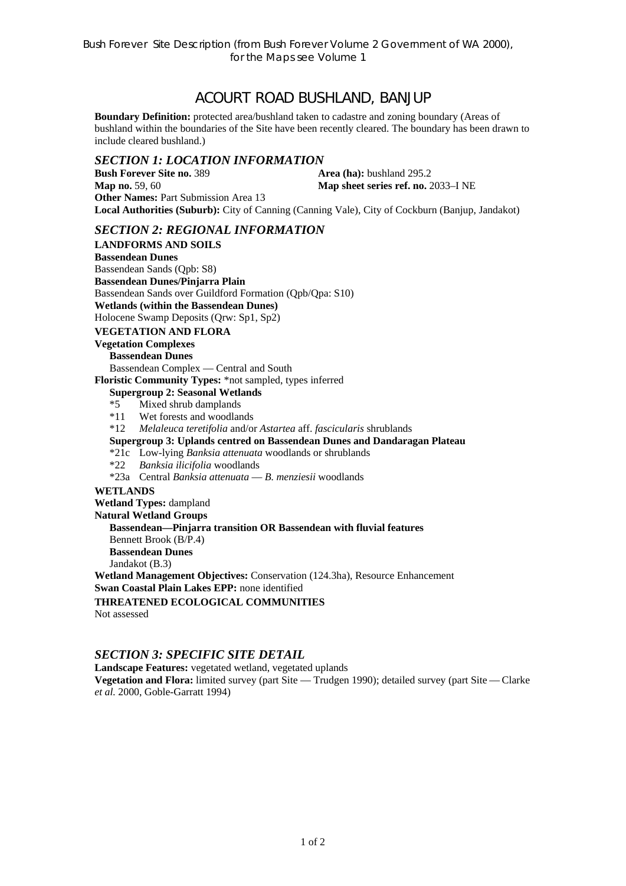Bush Forever Site Description (from Bush Forever Volume 2 Government of WA 2000), for the Maps see Volume 1

# ACOURT ROAD BUSHLAND, BANJUP

**Boundary Definition:** protected area/bushland taken to cadastre and zoning boundary (Areas of bushland within the boundaries of the Site have been recently cleared. The boundary has been drawn to include cleared bushland.)

## *SECTION 1: LOCATION INFORMATION*

**Bush Forever Site no.** 389 **Area (ha):** bushland 295.2
**Map no.** 59, 60 **Map sheet series ref. no.** 2033–I NE
**Other Names:** Part Submission Area 13
**Local Authorities (Suburb):** City of Canning (Canning Vale), City of Cockburn (Banjup, Jandakot)

## *SECTION 2: REGIONAL INFORMATION*

**LANDFORMS AND SOILS**

**Bassendean Dunes**
Bassendean Sands (Qpb: S8)
**Bassendean Dunes/Pinjarra Plain**
Bassendean Sands over Guildford Formation (Qpb/Qpa: S10)
**Wetlands (within the Bassendean Dunes)**
Holocene Swamp Deposits (Qrw: Sp1, Sp2)

**VEGETATION AND FLORA**

**Vegetation Complexes**
**Bassendean Dunes**
Bassendean Complex — Central and South
**Floristic Community Types:** *not sampled, types inferred
**Supergroup 2: Seasonal Wetlands**
*5 Mixed shrub damplands
*11 Wet forests and woodlands
*12 *Melaleuca teretifolia* and/or *Astartea* aff. *fascicularis* shrublands
**Supergroup 3: Uplands centred on Bassendean Dunes and Dandaragan Plateau**
*21c Low-lying *Banksia attenuata* woodlands or shrublands
*22 *Banksia ilicifolia* woodlands
*23a Central *Banksia attenuata* — *B. menziesii* woodlands

**WETLANDS**

**Wetland Types:** dampland
**Natural Wetland Groups**
**Bassendean—Pinjarra transition OR Bassendean with fluvial features**
Bennett Brook (B/P.4)
**Bassendean Dunes**
Jandakot (B.3)
**Wetland Management Objectives:** Conservation (124.3ha), Resource Enhancement
**Swan Coastal Plain Lakes EPP:** none identified

**THREATENED ECOLOGICAL COMMUNITIES**

Not assessed

## *SECTION 3: SPECIFIC SITE DETAIL*

**Landscape Features:** vegetated wetland, vegetated uplands
**Vegetation and Flora:** limited survey (part Site — Trudgen 1990); detailed survey (part Site — Clarke *et al.* 2000, Goble-Garratt 1994)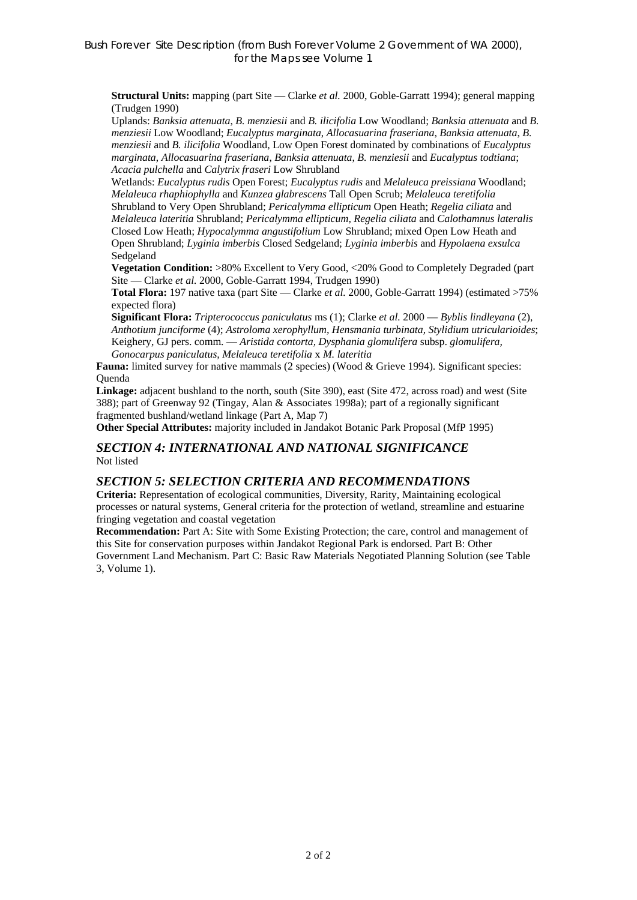**Structural Units:** mapping (part Site — Clarke *et al.* 2000, Goble-Garratt 1994); general mapping (Trudgen 1990)

Uplands: *Banksia attenuata*, *B. menziesii* and *B. ilicifolia* Low Woodland; *Banksia attenuata* and *B. menziesii* Low Woodland; *Eucalyptus marginata*, *Allocasuarina fraseriana*, *Banksia attenuata*, *B. menziesii* and *B. ilicifolia* Woodland, Low Open Forest dominated by combinations of *Eucalyptus marginata*, *Allocasuarina fraseriana*, *Banksia attenuata*, *B. menziesii* and *Eucalyptus todtiana*; *Acacia pulchella* and *Calytrix fraseri* Low Shrubland

Wetlands: *Eucalyptus rudis* Open Forest; *Eucalyptus rudis* and *Melaleuca preissiana* Woodland; *Melaleuca rhaphiophylla* and *Kunzea glabrescens* Tall Open Scrub; *Melaleuca teretifolia* Shrubland to Very Open Shrubland; *Pericalymma ellipticum* Open Heath; *Regelia ciliata* and *Melaleuca lateritia* Shrubland; *Pericalymma ellipticum*, *Regelia ciliata* and *Calothamnus lateralis* Closed Low Heath; *Hypocalymma angustifolium* Low Shrubland; mixed Open Low Heath and Open Shrubland; *Lyginia imberbis* Closed Sedgeland; *Lyginia imberbis* and *Hypolaena exsulca* Sedgeland

**Vegetation Condition:** >80% Excellent to Very Good, <20% Good to Completely Degraded (part Site — Clarke *et al.* 2000, Goble-Garratt 1994, Trudgen 1990)

**Total Flora:** 197 native taxa (part Site — Clarke *et al.* 2000, Goble-Garratt 1994) (estimated >75% expected flora)

**Significant Flora:** *Tripterococcus paniculatus* ms (1); Clarke *et al.* 2000 — *Byblis lindleyana* (2), *Anthotium junciforme* (4); *Astroloma xerophyllum*, *Hensmania turbinata*, *Stylidium utricularioides*; Keighery, GJ pers. comm. — *Aristida contorta*, *Dysphania glomulifera* subsp. *glomulifera*, *Gonocarpus paniculatus*, *Melaleuca teretifolia* x *M. lateritia*

**Fauna:** limited survey for native mammals (2 species) (Wood & Grieve 1994). Significant species: Quenda

**Linkage:** adjacent bushland to the north, south (Site 390), east (Site 472, across road) and west (Site 388); part of Greenway 92 (Tingay, Alan & Associates 1998a); part of a regionally significant fragmented bushland/wetland linkage (Part A, Map 7)

**Other Special Attributes:** majority included in Jandakot Botanic Park Proposal (MfP 1995)

## SECTION 4: INTERNATIONAL AND NATIONAL SIGNIFICANCE

Not listed

## SECTION 5: SELECTION CRITERIA AND RECOMMENDATIONS

**Criteria:** Representation of ecological communities, Diversity, Rarity, Maintaining ecological processes or natural systems, General criteria for the protection of wetland, streamline and estuarine fringing vegetation and coastal vegetation

**Recommendation:** Part A: Site with Some Existing Protection; the care, control and management of this Site for conservation purposes within Jandakot Regional Park is endorsed. Part B: Other Government Land Mechanism. Part C: Basic Raw Materials Negotiated Planning Solution (see Table 3, Volume 1).